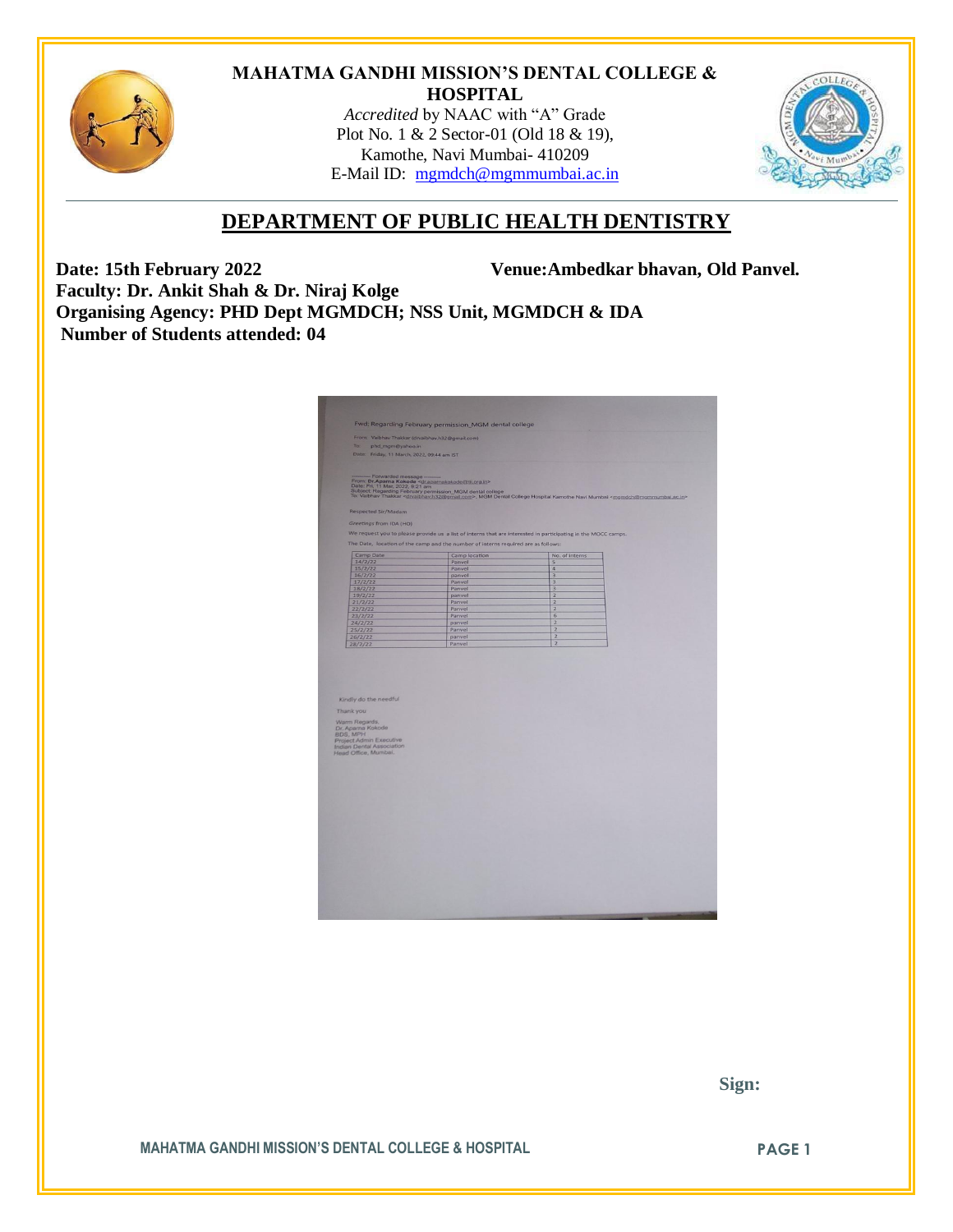# MAHATMA GANDHI MISSION'S DENTAL COLLEGE & HOSPITAL

*Accredited* by NAAC with "A" Grade
Plot No. 1 & 2 Sector-01 (Old 18 & 19),
Kamothe, Navi Mumbai- 410209
E-Mail ID: mgmdch@mgmmumbai.ac.in

## DEPARTMENT OF PUBLIC HEALTH DENTISTRY

**Date: 15th February 2022** **Venue: Ambedkar bhavan, Old Panvel.**
**Faculty: Dr. Ankit Shah & Dr. Niraj Kolge**
**Organising Agency: PHD Dept MGMDCH; NSS Unit, MGMDCH & IDA**
**Number of Students attended: 04**

Fwd: Regarding February permission_MGM dental college

From: Vaibhav Thakkar (drvaibhav.h32@gmail.com)
To: phd_mgm@yahoo.in
Date: Friday, 11 March, 2022, 09:44 am IST

---------- Forwarded message ---------
From: Dr.Aparna Kokode <draparnakokode@ida.org.in>
Date: Fri, 11 Mar, 2022, 9:21 am
Subject: Regarding February permission_MGM dental college
To: Vaibhav Thakkar <drvaibhav.h32@gmail.com>, MGM Dental College Hospital Kamothe Navi Mumbai <mgmdch@mgmmumbai.ac.in>

Respected Sir/Madam

Greetings from IDA (HO)

We request you to please provide us a list of interns that are interested in participating in the MOCC camps.

The Date, location of the camp and the number of interns required are as follows:

| Camp Date | Camp location | No. of interns |
|---|---|---|
| 14/2/22 | Panvel | 5 |
| 15/2/22 | Panvel | 4 |
| 16/2/22 | panvel | 3 |
| 17/2/22 | Panvel | 3 |
| 18/2/22 | Panvel | 3 |
| 19/2/22 | panvel | 2 |
| 21/2/22 | Panvel | 2 |
| 22/2/22 | Panvel | 2 |
| 23/2/22 | Panvel | 6 |
| 24/2/22 | panvel | 2 |
| 25/2/22 | Panvel | 2 |
| 26/2/22 | panvel | 2 |
| 28/2/22 | Panvel | 2 |

Kindly do the needful

Thank you

Warm Regards,
Dr. Aparna Kokode
BDS, MPH
Project Admin Executive
Indian Dental Association
Head Office, Mumbai.

**Sign:**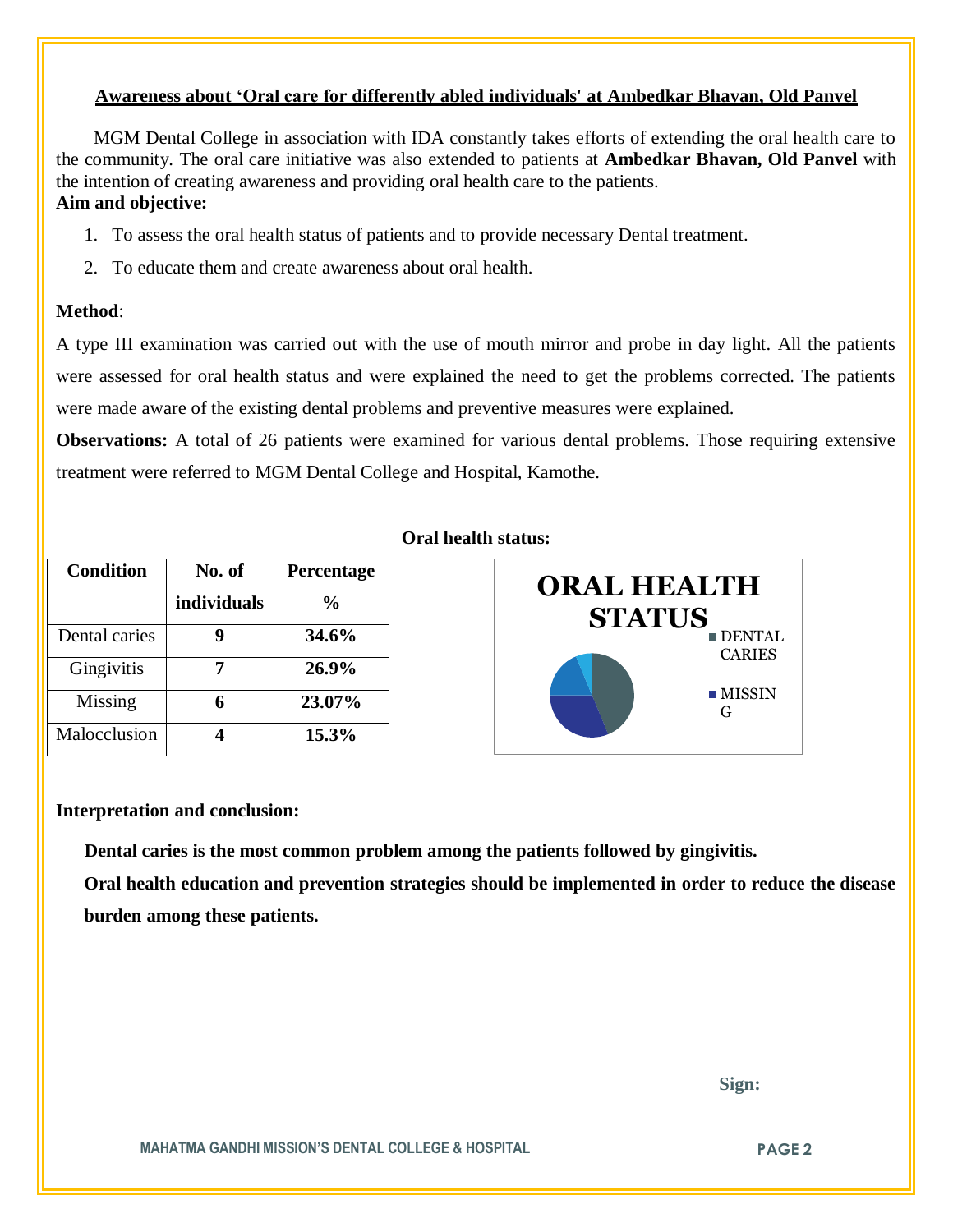## Awareness about 'Oral care for differently abled individuals' at Ambedkar Bhavan, Old Panvel

MGM Dental College in association with IDA constantly takes efforts of extending the oral health care to the community. The oral care initiative was also extended to patients at **Ambedkar Bhavan, Old Panvel** with the intention of creating awareness and providing oral health care to the patients.

**Aim and objective:**

1. To assess the oral health status of patients and to provide necessary Dental treatment.
2. To educate them and create awareness about oral health.

**Method**:

A type III examination was carried out with the use of mouth mirror and probe in day light. All the patients were assessed for oral health status and were explained the need to get the problems corrected. The patients were made aware of the existing dental problems and preventive measures were explained.

**Observations:** A total of 26 patients were examined for various dental problems. Those requiring extensive treatment were referred to MGM Dental College and Hospital, Kamothe.

**Oral health status:**

| Condition | No. of individuals | Percentage % |
|---|---|---|
| Dental caries | **9** | **34.6%** |
| Gingivitis | **7** | **26.9%** |
| Missing | **6** | **23.07%** |
| Malocclusion | **4** | **15.3%** |

**ORAL HEALTH STATUS**

- DENTAL CARIES
- MISSING

**Interpretation and conclusion:**

**Dental caries is the most common problem among the patients followed by gingivitis.**

**Oral health education and prevention strategies should be implemented in order to reduce the disease burden among these patients.**

**Sign:**

**MAHATMA GANDHI MISSION'S DENTAL COLLEGE & HOSPITAL**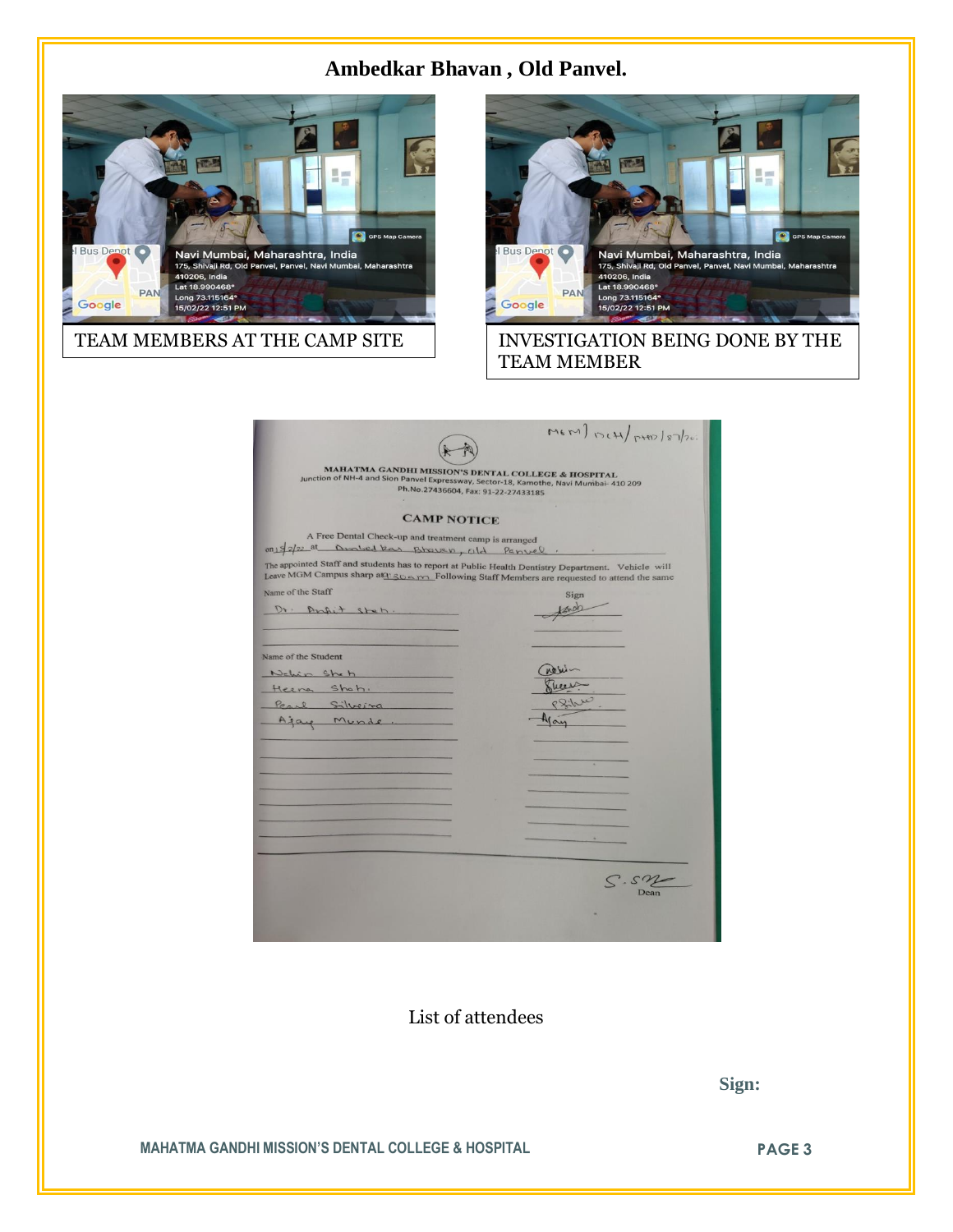# Ambedkar Bhavan , Old Panvel.

TEAM MEMBERS AT THE CAMP SITE

INVESTIGATION BEING DONE BY THE TEAM MEMBER

List of attendees

Sign: